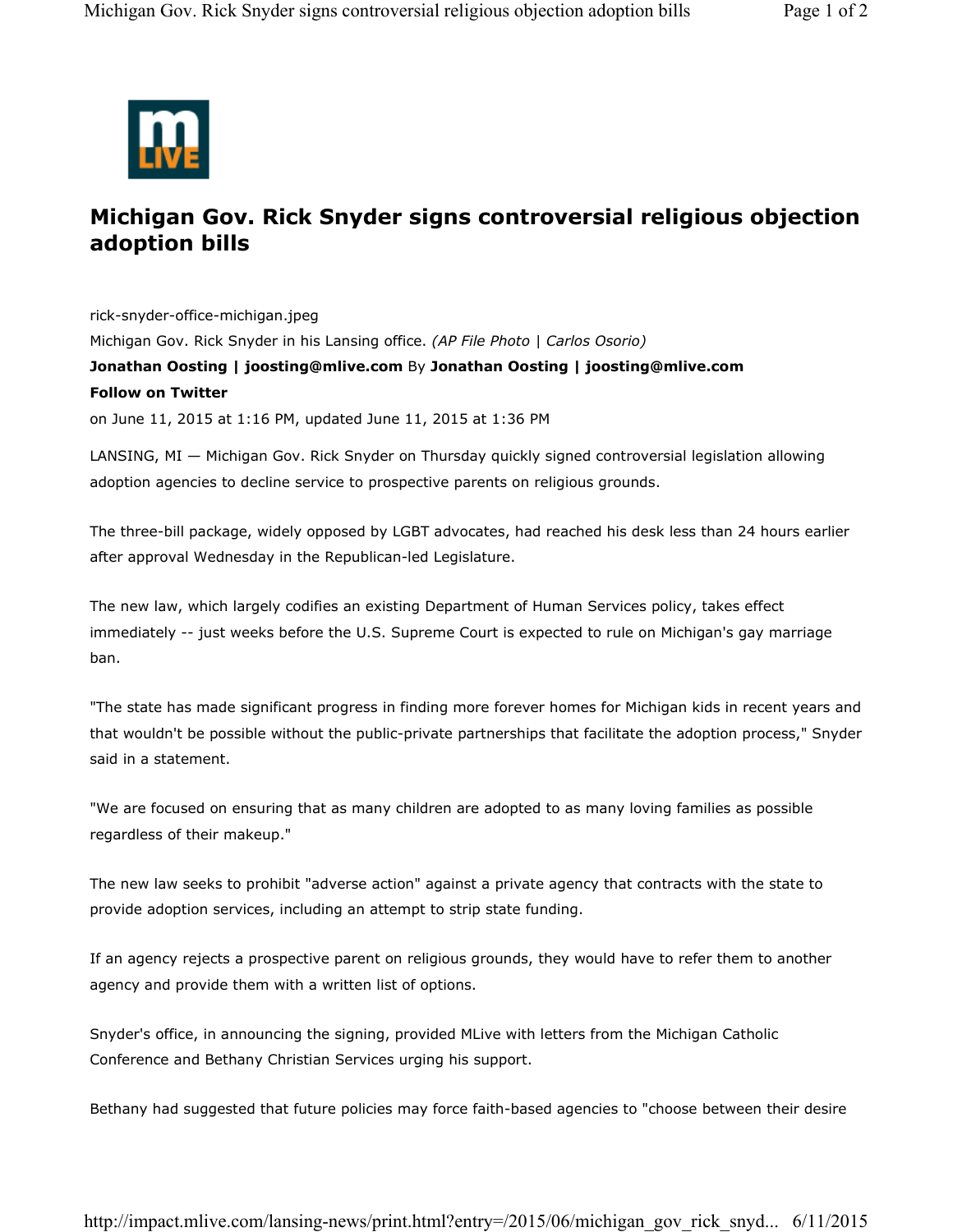# Michigan Gov. Rick Snyder signs controversial religious objection adoption bills

rick-snyder-office-michigan.jpeg

Michigan Gov. Rick Snyder in his Lansing office. *(AP File Photo | Carlos Osorio)*

**Jonathan Oosting | joosting@mlive.com** By **Jonathan Oosting | joosting@mlive.com**

**Follow on Twitter**

on June 11, 2015 at 1:16 PM, updated June 11, 2015 at 1:36 PM

LANSING, MI — Michigan Gov. Rick Snyder on Thursday quickly signed controversial legislation allowing adoption agencies to decline service to prospective parents on religious grounds.

The three-bill package, widely opposed by LGBT advocates, had reached his desk less than 24 hours earlier after approval Wednesday in the Republican-led Legislature.

The new law, which largely codifies an existing Department of Human Services policy, takes effect immediately -- just weeks before the U.S. Supreme Court is expected to rule on Michigan's gay marriage ban.

"The state has made significant progress in finding more forever homes for Michigan kids in recent years and that wouldn't be possible without the public-private partnerships that facilitate the adoption process," Snyder said in a statement.

"We are focused on ensuring that as many children are adopted to as many loving families as possible regardless of their makeup."

The new law seeks to prohibit "adverse action" against a private agency that contracts with the state to provide adoption services, including an attempt to strip state funding.

If an agency rejects a prospective parent on religious grounds, they would have to refer them to another agency and provide them with a written list of options.

Snyder's office, in announcing the signing, provided MLive with letters from the Michigan Catholic Conference and Bethany Christian Services urging his support.

Bethany had suggested that future policies may force faith-based agencies to "choose between their desire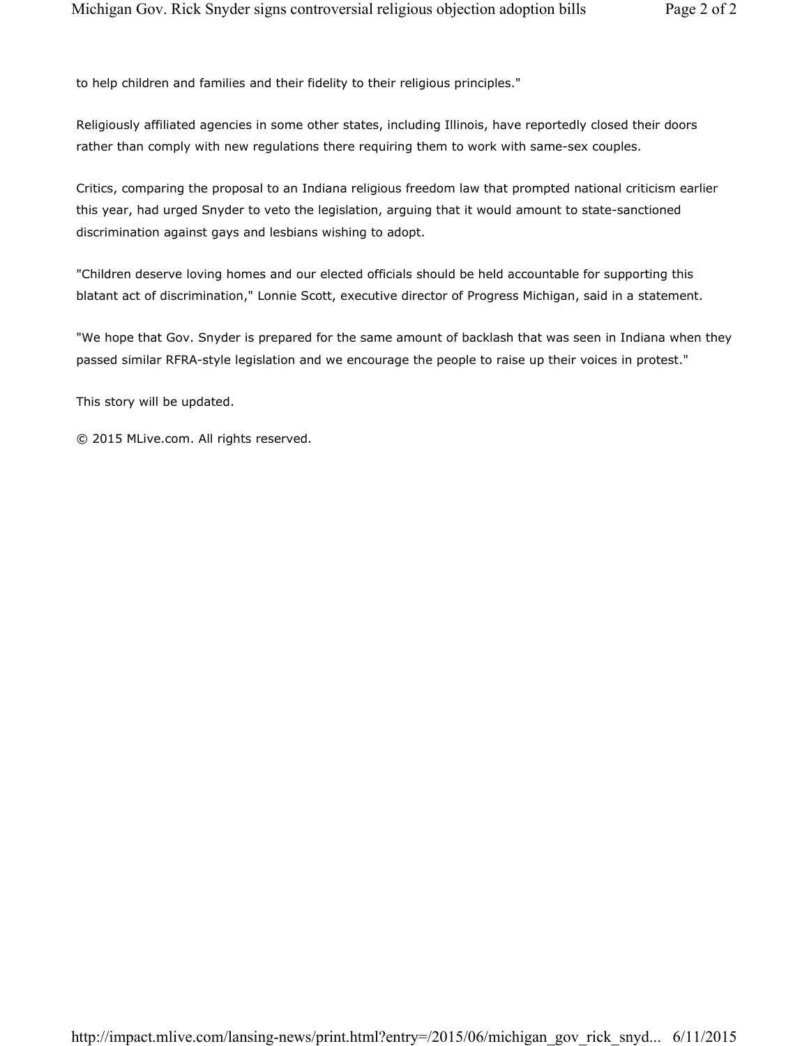to help children and families and their fidelity to their religious principles."

Religiously affiliated agencies in some other states, including Illinois, have reportedly closed their doors rather than comply with new regulations there requiring them to work with same-sex couples.

Critics, comparing the proposal to an Indiana religious freedom law that prompted national criticism earlier this year, had urged Snyder to veto the legislation, arguing that it would amount to state-sanctioned discrimination against gays and lesbians wishing to adopt.

"Children deserve loving homes and our elected officials should be held accountable for supporting this blatant act of discrimination," Lonnie Scott, executive director of Progress Michigan, said in a statement.

"We hope that Gov. Snyder is prepared for the same amount of backlash that was seen in Indiana when they passed similar RFRA-style legislation and we encourage the people to raise up their voices in protest."

This story will be updated.

© 2015 MLive.com. All rights reserved.